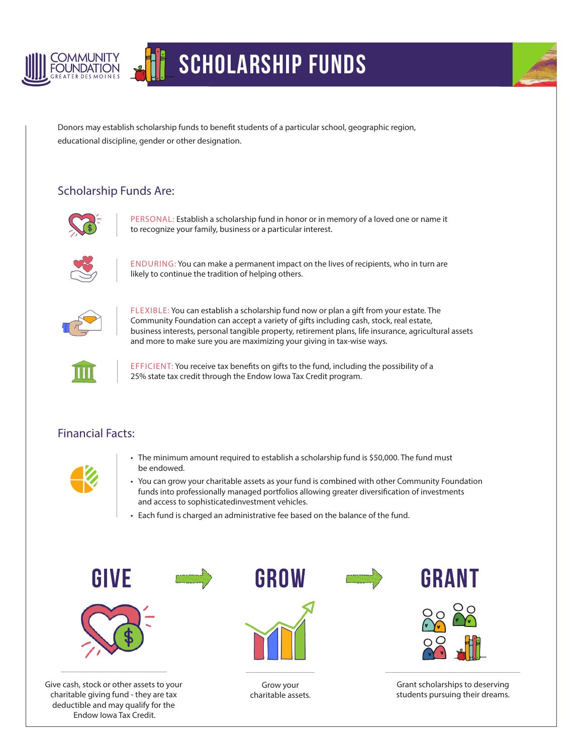COMMUNITY FOUNDATION
GREATER DES MOINES

# SCHOLARSHIP FUNDS

Donors may establish scholarship funds to benefit students of a particular school, geographic region, educational discipline, gender or other designation.

## Scholarship Funds Are:

PERSONAL: Establish a scholarship fund in honor or in memory of a loved one or name it to recognize your family, business or a particular interest.

ENDURING: You can make a permanent impact on the lives of recipients, who in turn are likely to continue the tradition of helping others.

FLEXIBLE: You can establish a scholarship fund now or plan a gift from your estate. The Community Foundation can accept a variety of gifts including cash, stock, real estate, business interests, personal tangible property, retirement plans, life insurance, agricultural assets and more to make sure you are maximizing your giving in tax-wise ways.

EFFICIENT: You receive tax benefits on gifts to the fund, including the possibility of a 25% state tax credit through the Endow Iowa Tax Credit program.

## Financial Facts:

- The minimum amount required to establish a scholarship fund is $50,000. The fund must be endowed.
- You can grow your charitable assets as your fund is combined with other Community Foundation funds into professionally managed portfolios allowing greater diversification of investments and access to sophisticatedinvestment vehicles.
- Each fund is charged an administrative fee based on the balance of the fund.

## GIVE

Give cash, stock or other assets to your charitable giving fund - they are tax deductible and may qualify for the Endow Iowa Tax Credit.

## GROW

Grow your charitable assets.

## GRANT

Grant scholarships to deserving students pursuing their dreams.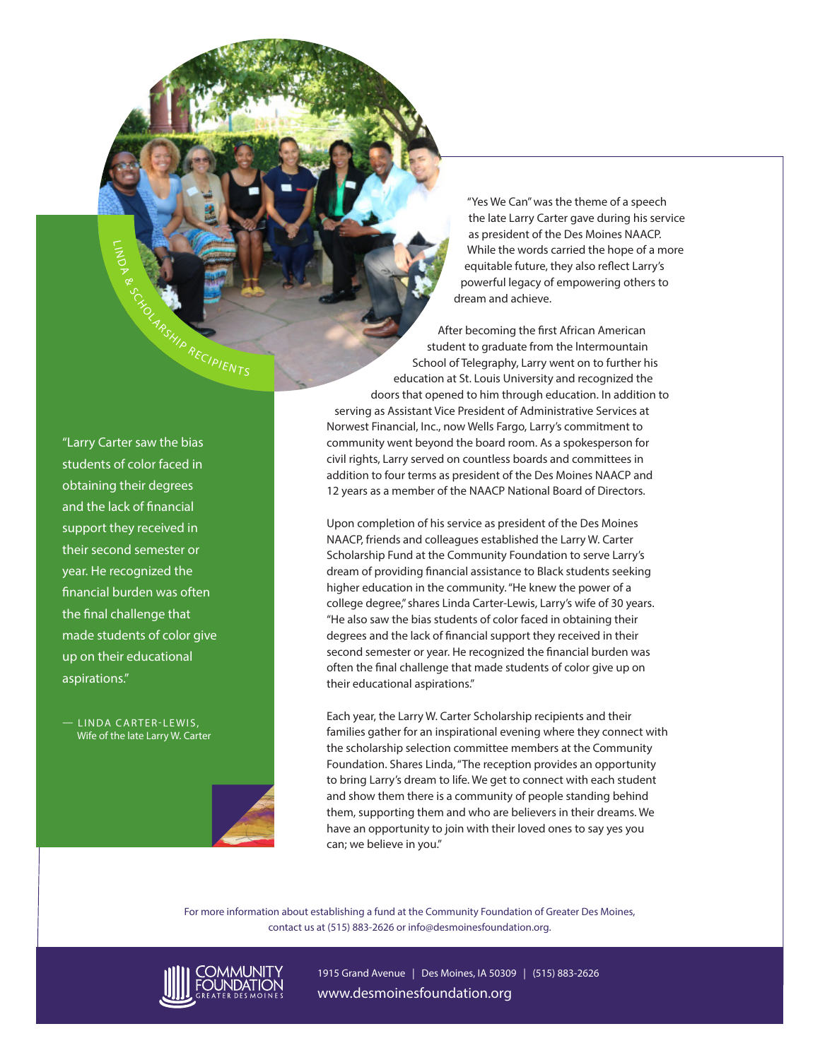LINDA & SCHOLARSHIP RECIPIENTS

"Yes We Can" was the theme of a speech the late Larry Carter gave during his service as president of the Des Moines NAACP. While the words carried the hope of a more equitable future, they also reflect Larry's powerful legacy of empowering others to dream and achieve.

After becoming the first African American student to graduate from the Intermountain School of Telegraphy, Larry went on to further his education at St. Louis University and recognized the doors that opened to him through education. In addition to serving as Assistant Vice President of Administrative Services at Norwest Financial, Inc., now Wells Fargo, Larry's commitment to community went beyond the board room. As a spokesperson for civil rights, Larry served on countless boards and committees in addition to four terms as president of the Des Moines NAACP and 12 years as a member of the NAACP National Board of Directors.

Upon completion of his service as president of the Des Moines NAACP, friends and colleagues established the Larry W. Carter Scholarship Fund at the Community Foundation to serve Larry's dream of providing financial assistance to Black students seeking higher education in the community. "He knew the power of a college degree," shares Linda Carter-Lewis, Larry's wife of 30 years. "He also saw the bias students of color faced in obtaining their degrees and the lack of financial support they received in their second semester or year. He recognized the financial burden was often the final challenge that made students of color give up on their educational aspirations."

> "Larry Carter saw the bias students of color faced in obtaining their degrees and the lack of financial support they received in their second semester or year. He recognized the financial burden was often the final challenge that made students of color give up on their educational aspirations."
>
> — LINDA CARTER-LEWIS, Wife of the late Larry W. Carter

Each year, the Larry W. Carter Scholarship recipients and their families gather for an inspirational evening where they connect with the scholarship selection committee members at the Community Foundation. Shares Linda, "The reception provides an opportunity to bring Larry's dream to life. We get to connect with each student and show them there is a community of people standing behind them, supporting them and who are believers in their dreams. We have an opportunity to join with their loved ones to say yes you can; we believe in you."

For more information about establishing a fund at the Community Foundation of Greater Des Moines, contact us at (515) 883-2626 or info@desmoinesfoundation.org.

COMMUNITY FOUNDATION GREATER DES MOINES

1915 Grand Avenue | Des Moines, IA 50309 | (515) 883-2626

www.desmoinesfoundation.org